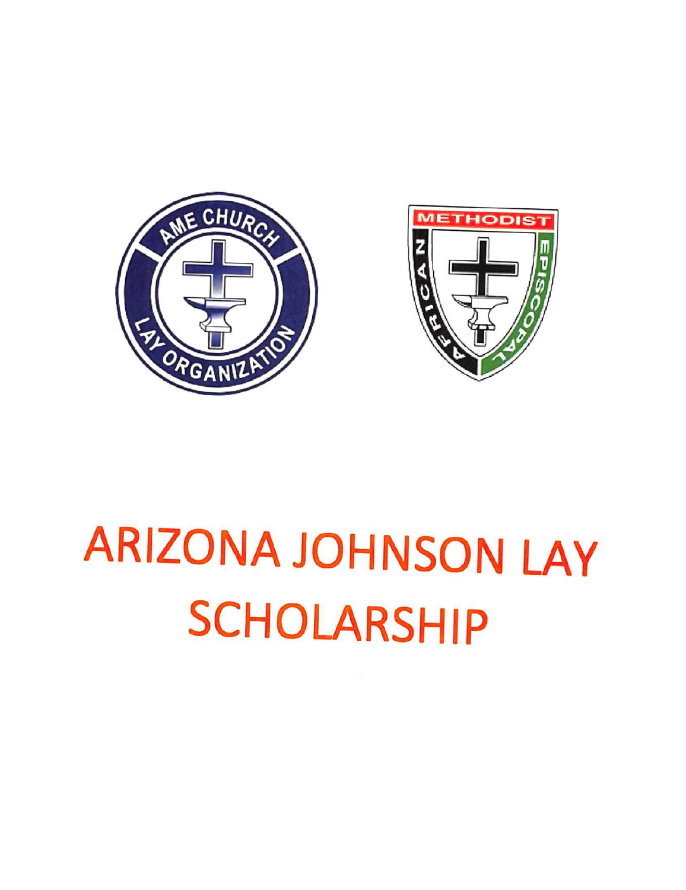# ARIZONA JOHNSON LAY SCHOLARSHIP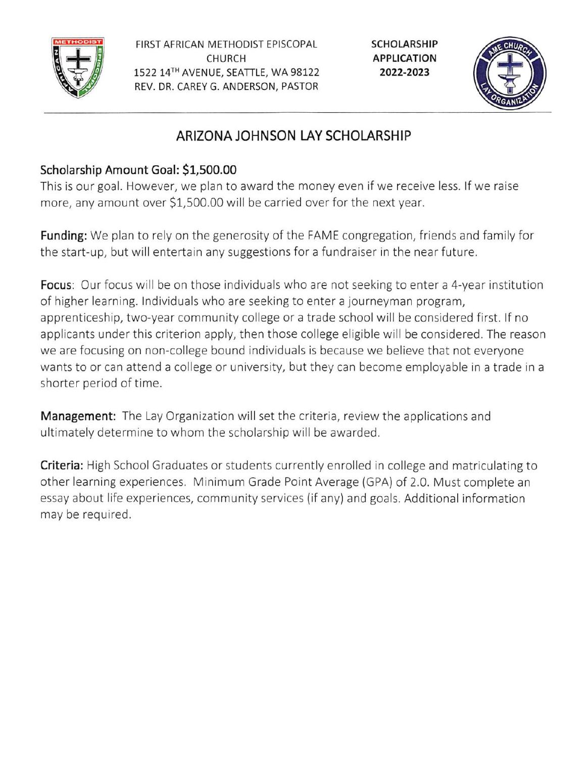FIRST AFRICAN METHODIST EPISCOPAL CHURCH
1522 14TH AVENUE, SEATTLE, WA 98122
REV. DR. CAREY G. ANDERSON, PASTOR

**SCHOLARSHIP APPLICATION 2022-2023**

# ARIZONA JOHNSON LAY SCHOLARSHIP

**Scholarship Amount Goal: $1,500.00**
This is our goal. However, we plan to award the money even if we receive less. If we raise more, any amount over $1,500.00 will be carried over for the next year.

**Funding:** We plan to rely on the generosity of the FAME congregation, friends and family for the start-up, but will entertain any suggestions for a fundraiser in the near future.

**Focus**: Our focus will be on those individuals who are not seeking to enter a 4-year institution of higher learning. Individuals who are seeking to enter a journeyman program, apprenticeship, two-year community college or a trade school will be considered first. If no applicants under this criterion apply, then those college eligible will be considered. The reason we are focusing on non-college bound individuals is because we believe that not everyone wants to or can attend a college or university, but they can become employable in a trade in a shorter period of time.

**Management:** The Lay Organization will set the criteria, review the applications and ultimately determine to whom the scholarship will be awarded.

**Criteria:** High School Graduates or students currently enrolled in college and matriculating to other learning experiences. Minimum Grade Point Average (GPA) of 2.0. Must complete an essay about life experiences, community services (if any) and goals. Additional information may be required.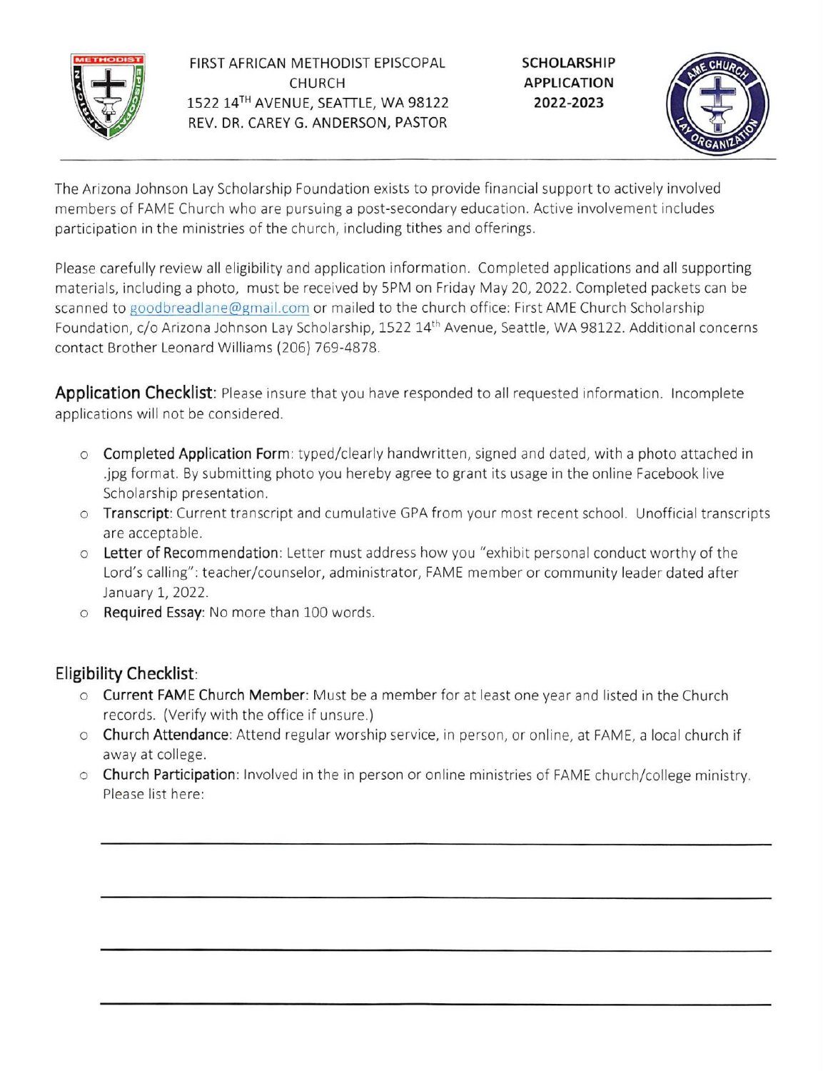FIRST AFRICAN METHODIST EPISCOPAL CHURCH
1522 14TH AVENUE, SEATTLE, WA 98122
REV. DR. CAREY G. ANDERSON, PASTOR

**SCHOLARSHIP APPLICATION 2022-2023**

The Arizona Johnson Lay Scholarship Foundation exists to provide financial support to actively involved members of FAME Church who are pursuing a post-secondary education. Active involvement includes participation in the ministries of the church, including tithes and offerings.

Please carefully review all eligibility and application information. Completed applications and all supporting materials, including a photo, must be received by 5PM on Friday May 20, 2022. Completed packets can be scanned to goodbreadlane@gmail.com or mailed to the church office: First AME Church Scholarship Foundation, c/o Arizona Johnson Lay Scholarship, 1522 14th Avenue, Seattle, WA 98122. Additional concerns contact Brother Leonard Williams (206) 769-4878.

**Application Checklist**: Please insure that you have responded to all requested information. Incomplete applications will not be considered.

- **Completed Application Form**: typed/clearly handwritten, signed and dated, with a photo attached in .jpg format. By submitting photo you hereby agree to grant its usage in the online Facebook live Scholarship presentation.
- **Transcript**: Current transcript and cumulative GPA from your most recent school. Unofficial transcripts are acceptable.
- **Letter of Recommendation**: Letter must address how you "exhibit personal conduct worthy of the Lord's calling": teacher/counselor, administrator, FAME member or community leader dated after January 1, 2022.
- **Required Essay**: No more than 100 words.

## Eligibility Checklist:

- **Current FAME Church Member**: Must be a member for at least one year and listed in the Church records. (Verify with the office if unsure.)
- **Church Attendance**: Attend regular worship service, in person, or online, at FAME, a local church if away at college.
- **Church Participation**: Involved in the in person or online ministries of FAME church/college ministry. Please list here:

  ______________________________________________

  ______________________________________________

  ______________________________________________

  ______________________________________________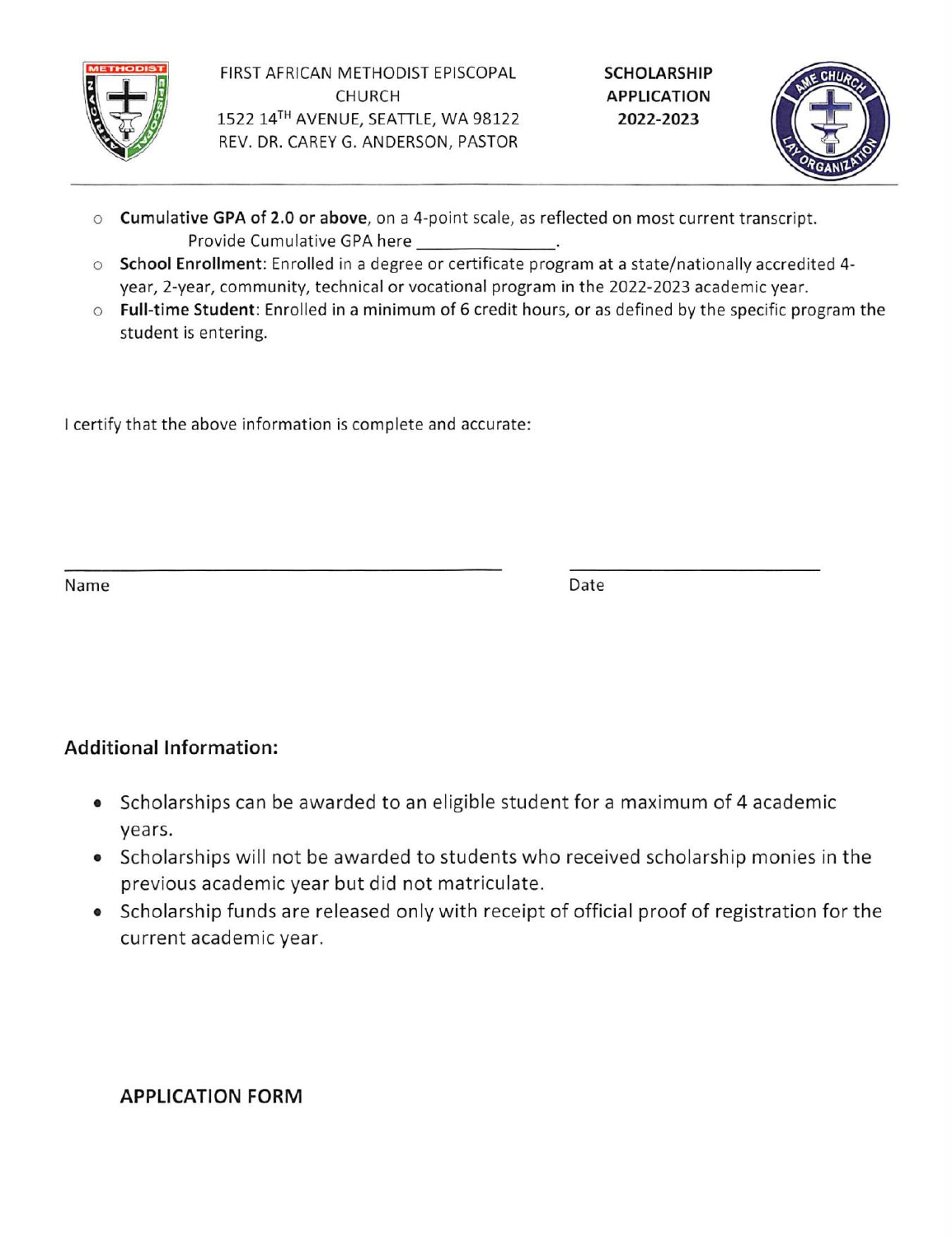FIRST AFRICAN METHODIST EPISCOPAL CHURCH
1522 14TH AVENUE, SEATTLE, WA 98122
REV. DR. CAREY G. ANDERSON, PASTOR

**SCHOLARSHIP APPLICATION 2022-2023**

- **Cumulative GPA of 2.0 or above**, on a 4-point scale, as reflected on most current transcript. Provide Cumulative GPA here _______________.
- **School Enrollment**: Enrolled in a degree or certificate program at a state/nationally accredited 4-year, 2-year, community, technical or vocational program in the 2022-2023 academic year.
- **Full-time Student**: Enrolled in a minimum of 6 credit hours, or as defined by the specific program the student is entering.

I certify that the above information is complete and accurate:

_______________________________________________ &nbsp;&nbsp;&nbsp;&nbsp; ___________________________

Name &nbsp;&nbsp;&nbsp;&nbsp;&nbsp;&nbsp;&nbsp;&nbsp;&nbsp;&nbsp;&nbsp;&nbsp;&nbsp;&nbsp;&nbsp;&nbsp;&nbsp;&nbsp;&nbsp;&nbsp;&nbsp;&nbsp;&nbsp;&nbsp;&nbsp;&nbsp;&nbsp;&nbsp;&nbsp;&nbsp;&nbsp;&nbsp;&nbsp;&nbsp;&nbsp;&nbsp;&nbsp;&nbsp;&nbsp;&nbsp; Date

## Additional Information:

- Scholarships can be awarded to an eligible student for a maximum of 4 academic years.
- Scholarships will not be awarded to students who received scholarship monies in the previous academic year but did not matriculate.
- Scholarship funds are released only with receipt of official proof of registration for the current academic year.

## APPLICATION FORM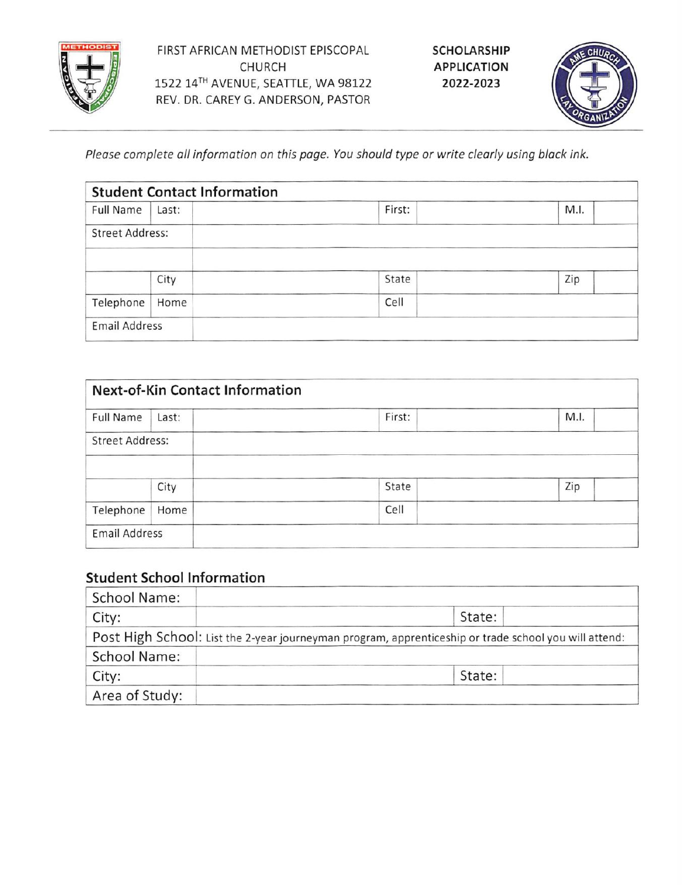FIRST AFRICAN METHODIST EPISCOPAL CHURCH
1522 14TH AVENUE, SEATTLE, WA 98122
REV. DR. CAREY G. ANDERSON, PASTOR

**SCHOLARSHIP APPLICATION 2022-2023**

*Please complete all information on this page. You should type or write clearly using black ink.*

## Student Contact Information

| | | | | | | |
|---|---|---|---|---|---|---|
| Full Name | Last: | | First: | | M.I. | |
| Street Address: | | | | | | |
| | | | | | | |
| | City | | State | | Zip | |
| Telephone | Home | | Cell | | | |
| Email Address | | | | | | |

## Next-of-Kin Contact Information

| | | | | | | |
|---|---|---|---|---|---|---|
| Full Name | Last: | | First: | | M.I. | |
| Street Address: | | | | | | |
| | | | | | | |
| | City | | State | | Zip | |
| Telephone | Home | | Cell | | | |
| Email Address | | | | | | |

## Student School Information

| | | | |
|---|---|---|---|
| School Name: | | | |
| City: | | State: | |
| Post High School: List the 2-year journeyman program, apprenticeship or trade school you will attend: | | | |
| School Name: | | | |
| City: | | State: | |
| Area of Study: | | | |